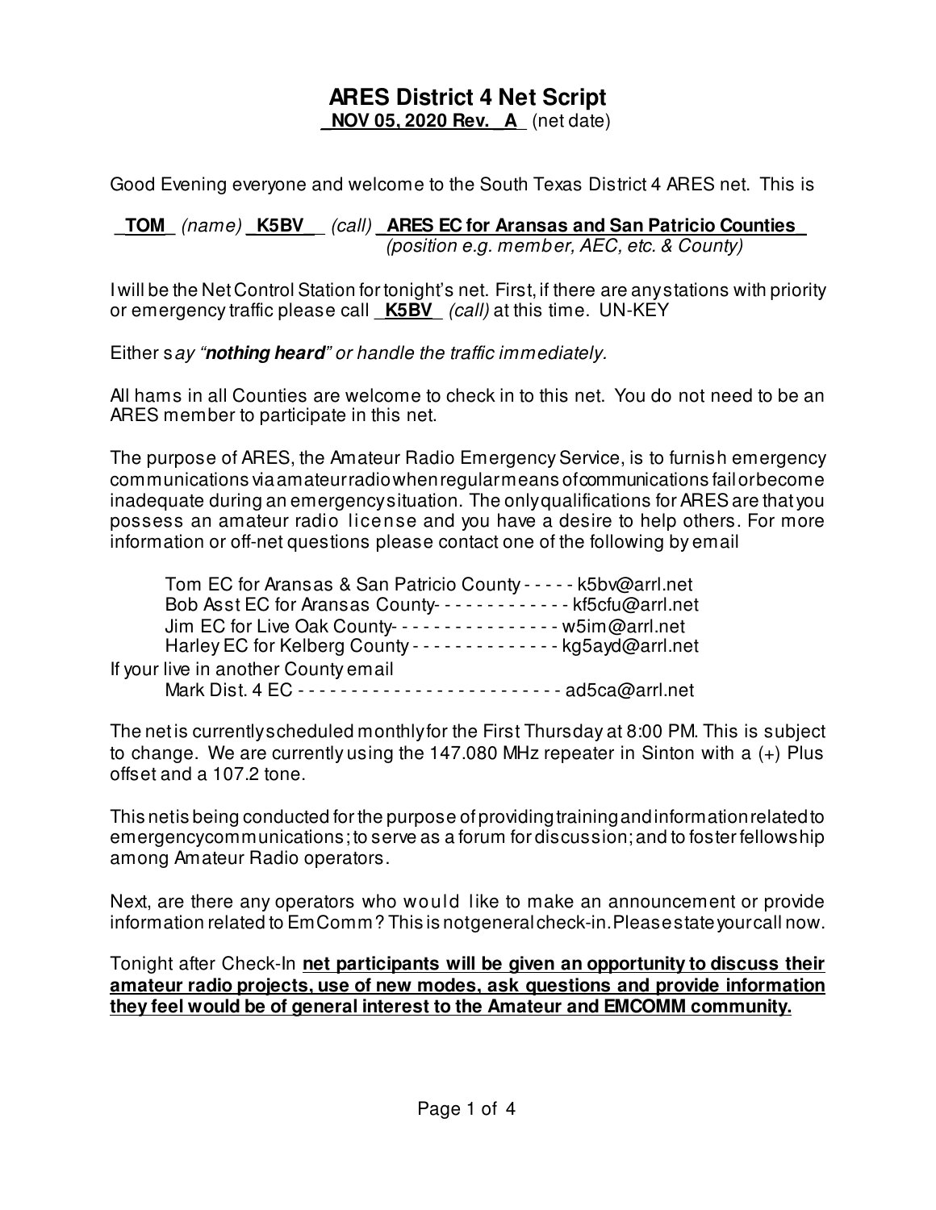# ARES District 4 Net Script

**NOV 05, 2020 Rev. A** (net date)

Good Evening everyone and welcome to the South Texas District 4 ARES net. This is

**TOM** *(name)* **K5BV** *(call)* **ARES EC for Aransas and San Patricio Counties** *(position e.g. member, AEC, etc. & County)*

I will be the Net Control Station for tonight's net. First, if there are any stations with priority or emergency traffic please call **K5BV** *(call)* at this time. UN-KEY

Either s*ay "**nothing heard**" or handle the traffic immediately.*

All hams in all Counties are welcome to check in to this net. You do not need to be an ARES member to participate in this net.

The purpose of ARES, the Amateur Radio Emergency Service, is to furnish emergency communications via amateur radio when regular means of communications fail or become inadequate during an emergency situation. The only qualifications for ARES are that you possess an amateur radio license and you have a desire to help others. For more information or off-net questions please contact one of the following by email

Tom EC for Aransas & San Patricio County - - - - - k5bv@arrl.net
Bob Asst EC for Aransas County- - - - - - - - - - - - - kf5cfu@arrl.net
Jim EC for Live Oak County- - - - - - - - - - - - - - - - w5im@arrl.net
Harley EC for Kelberg County - - - - - - - - - - - - - - kg5ayd@arrl.net

If your live in another County email
Mark Dist. 4 EC - - - - - - - - - - - - - - - - - - - - - - - - - ad5ca@arrl.net

The net is currently scheduled monthly for the First Thursday at 8:00 PM. This is subject to change. We are currently using the 147.080 MHz repeater in Sinton with a (+) Plus offset and a 107.2 tone.

This net is being conducted for the purpose of providing training and information related to emergency communications; to serve as a forum for discussion; and to foster fellowship among Amateur Radio operators.

Next, are there any operators who would like to make an announcement or provide information related to EmComm? This is not general check-in. Please state your call now.

Tonight after Check-In **net participants will be given an opportunity to discuss their amateur radio projects, use of new modes, ask questions and provide information they feel would be of general interest to the Amateur and EMCOMM community.**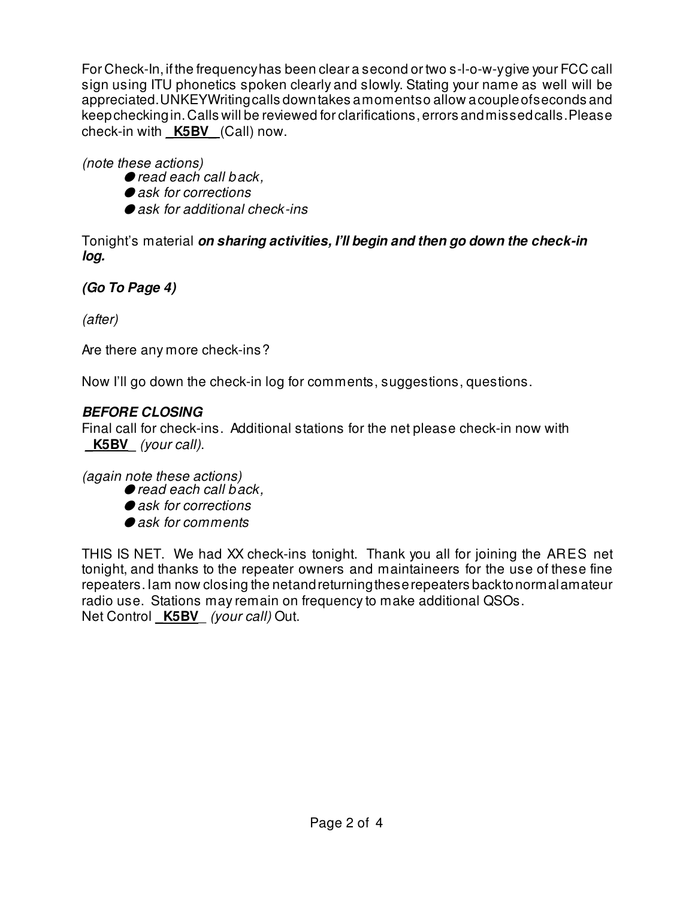For Check-In, if the frequency has been clear a second or two s-l-o-w-y give your FCC call sign using ITU phonetics spoken clearly and slowly. Stating your name as well will be appreciated. UNKEY Writing calls down takes a moment so allow a couple of seconds and keep checking in. Calls will be reviewed for clarifications, errors and missed calls. Please check-in with **_K5BV_** (Call) now.

*(note these actions)*

- *read each call back,*
- *ask for corrections*
- *ask for additional check-ins*

Tonight's material ***on sharing activities, I'll begin and then go down the check-in log.***

***(Go To Page 4)***

*(after)*

Are there any more check-ins?

Now I'll go down the check-in log for comments, suggestions, questions.

***BEFORE CLOSING***

Final call for check-ins. Additional stations for the net please check-in now with **_K5BV_** *(your call)*.

*(again note these actions)*

- *read each call back,*
- *ask for corrections*
- *ask for comments*

THIS IS NET. We had XX check-ins tonight. Thank you all for joining the ARES net tonight, and thanks to the repeater owners and maintaineers for the use of these fine repeaters. I am now closing the net and returning these repeaters back to normal amateur radio use. Stations may remain on frequency to make additional QSOs.
Net Control **_K5BV_** *(your call)* Out.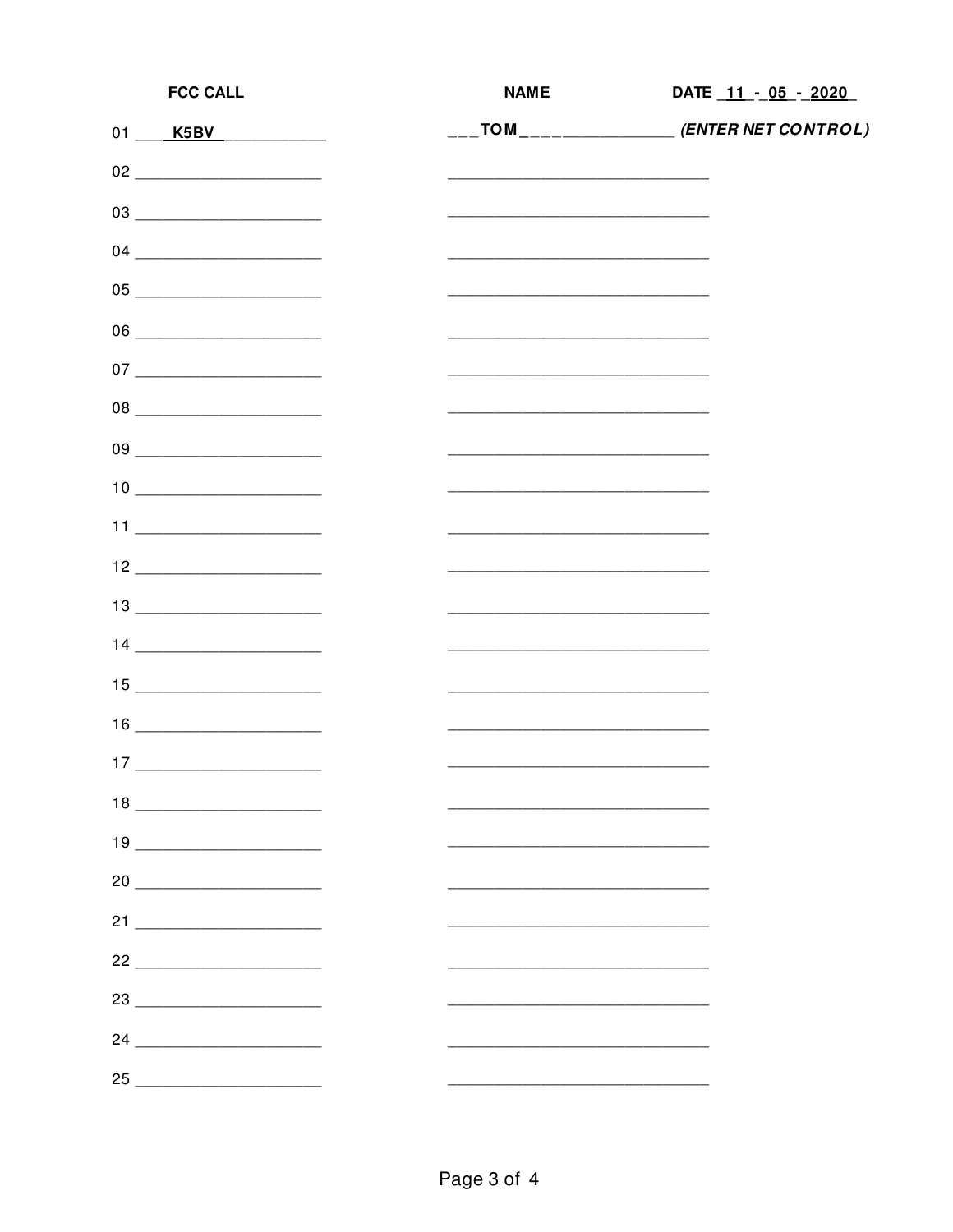| # | FCC CALL | NAME | DATE 11 - 05 - 2020 |
|---|---|---|---|
| 01 | K5BV | TOM | *(ENTER NET CONTROL)* |
| 02 | | | |
| 03 | | | |
| 04 | | | |
| 05 | | | |
| 06 | | | |
| 07 | | | |
| 08 | | | |
| 09 | | | |
| 10 | | | |
| 11 | | | |
| 12 | | | |
| 13 | | | |
| 14 | | | |
| 15 | | | |
| 16 | | | |
| 17 | | | |
| 18 | | | |
| 19 | | | |
| 20 | | | |
| 21 | | | |
| 22 | | | |
| 23 | | | |
| 24 | | | |
| 25 | | | |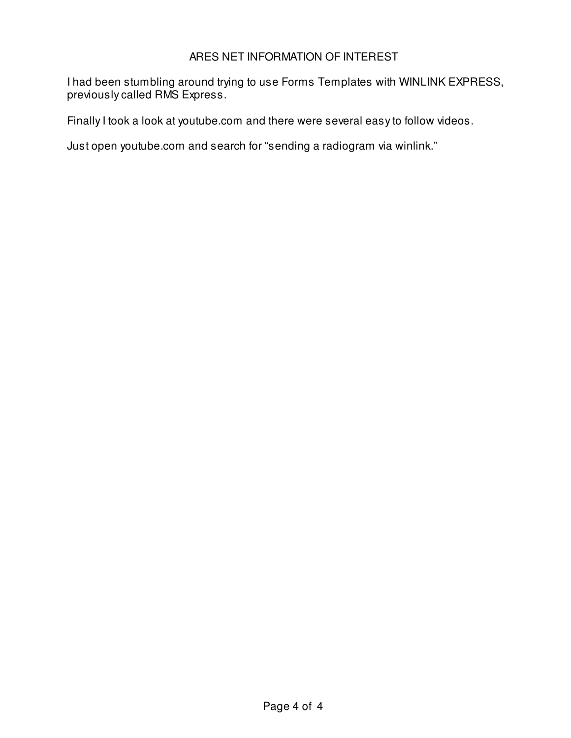## ARES NET INFORMATION OF INTEREST

I had been stumbling around trying to use Forms Templates with WINLINK EXPRESS, previously called RMS Express.

Finally I took a look at youtube.com and there were several easy to follow videos.

Just open youtube.com and search for “sending a radiogram via winlink.”